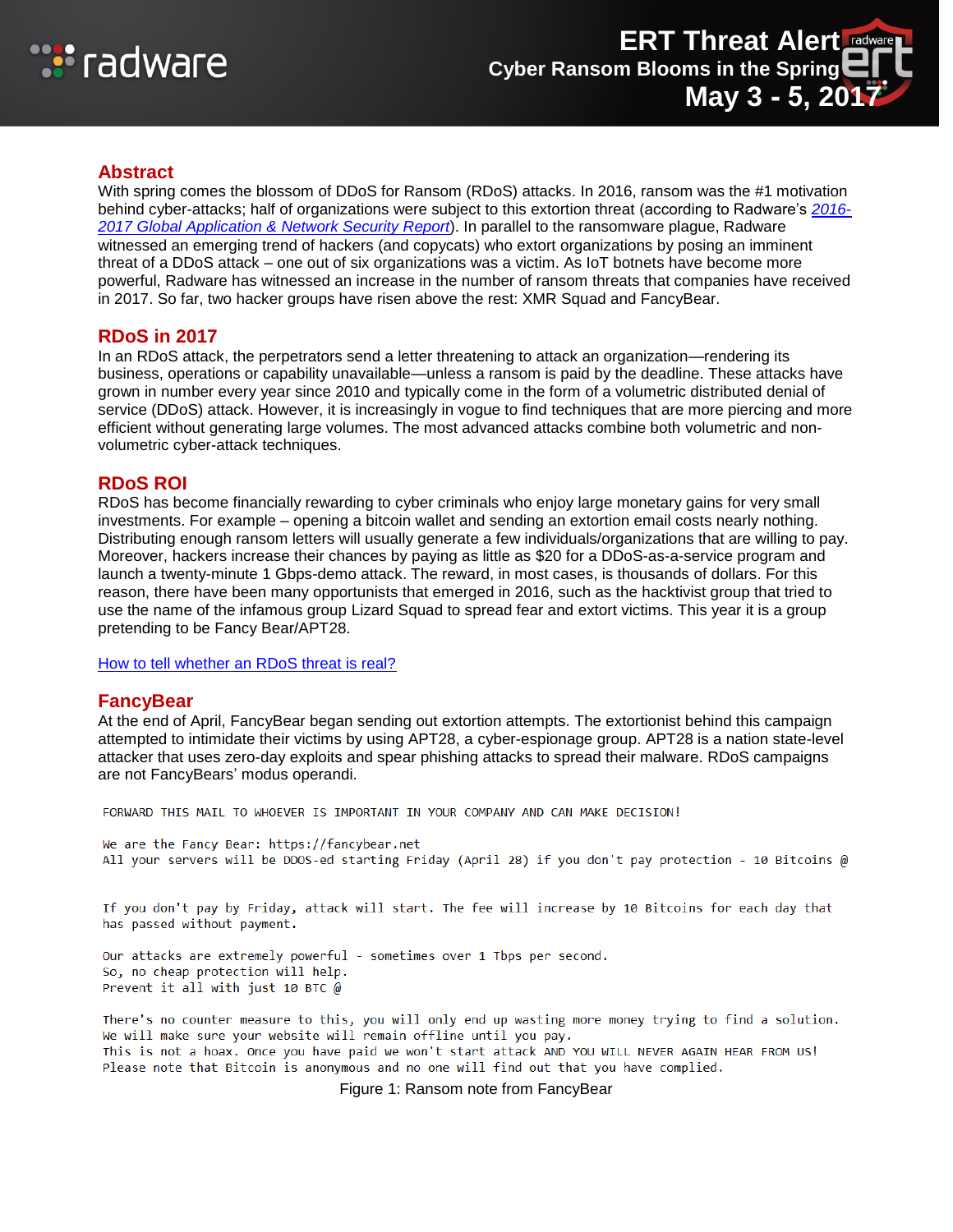# ERT Threat Alert
## Cyber Ransom Blooms in the Spring
### May 3 - 5, 2017

## Abstract

With spring comes the blossom of DDoS for Ransom (RDoS) attacks. In 2016, ransom was the #1 motivation behind cyber-attacks; half of organizations were subject to this extortion threat (according to Radware's *2016-2017 Global Application & Network Security Report*). In parallel to the ransomware plague, Radware witnessed an emerging trend of hackers (and copycats) who extort organizations by posing an imminent threat of a DDoS attack – one out of six organizations was a victim. As IoT botnets have become more powerful, Radware has witnessed an increase in the number of ransom threats that companies have received in 2017. So far, two hacker groups have risen above the rest: XMR Squad and FancyBear.

## RDoS in 2017

In an RDoS attack, the perpetrators send a letter threatening to attack an organization—rendering its business, operations or capability unavailable—unless a ransom is paid by the deadline. These attacks have grown in number every year since 2010 and typically come in the form of a volumetric distributed denial of service (DDoS) attack. However, it is increasingly in vogue to find techniques that are more piercing and more efficient without generating large volumes. The most advanced attacks combine both volumetric and non-volumetric cyber-attack techniques.

## RDoS ROI

RDoS has become financially rewarding to cyber criminals who enjoy large monetary gains for very small investments. For example – opening a bitcoin wallet and sending an extortion email costs nearly nothing. Distributing enough ransom letters will usually generate a few individuals/organizations that are willing to pay. Moreover, hackers increase their chances by paying as little as $20 for a DDoS-as-a-service program and launch a twenty-minute 1 Gbps-demo attack. The reward, in most cases, is thousands of dollars. For this reason, there have been many opportunists that emerged in 2016, such as the hacktivist group that tried to use the name of the infamous group Lizard Squad to spread fear and extort victims. This year it is a group pretending to be Fancy Bear/APT28.

How to tell whether an RDoS threat is real?

## FancyBear

At the end of April, FancyBear began sending out extortion attempts. The extortionist behind this campaign attempted to intimidate their victims by using APT28, a cyber-espionage group. APT28 is a nation state-level attacker that uses zero-day exploits and spear phishing attacks to spread their malware. RDoS campaigns are not FancyBears' modus operandi.

```
FORWARD THIS MAIL TO WHOEVER IS IMPORTANT IN YOUR COMPANY AND CAN MAKE DECISION!

We are the Fancy Bear: https://fancybear.net
All your servers will be DDoS-ed starting Friday (April 28) if you don't pay protection - 10 Bitcoins @


If you don't pay by Friday, attack will start. The fee will increase by 10 Bitcoins for each day that
has passed without payment.

Our attacks are extremely powerful - sometimes over 1 Tbps per second.
So, no cheap protection will help.
Prevent it all with just 10 BTC @

There's no counter measure to this, you will only end up wasting more money trying to find a solution.
We will make sure your website will remain offline until you pay.
This is not a hoax. Once you have paid we won't start attack AND YOU WILL NEVER AGAIN HEAR FROM US!
Please note that Bitcoin is anonymous and no one will find out that you have complied.
```

Figure 1: Ransom note from FancyBear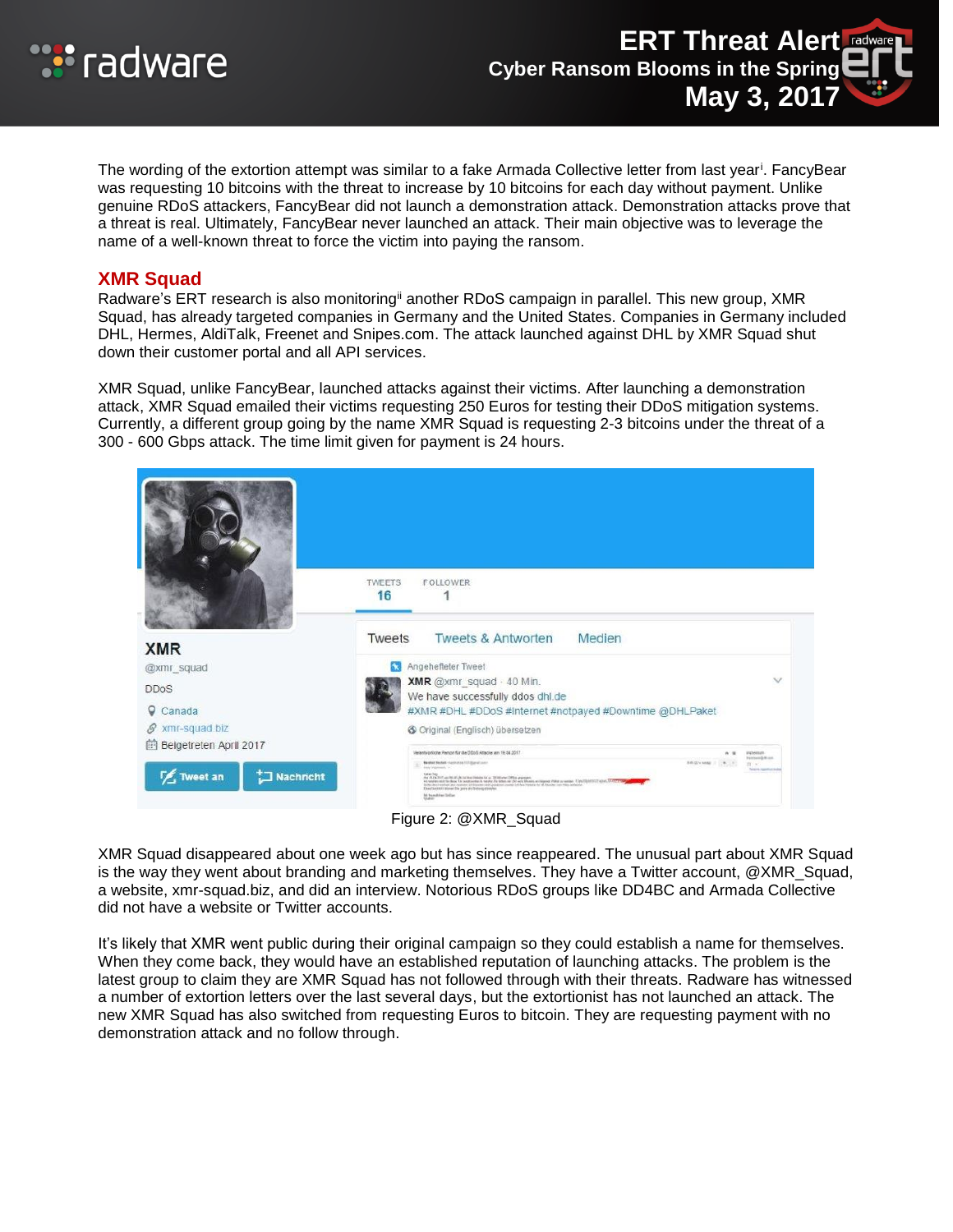The wording of the extortion attempt was similar to a fake Armada Collective letter from last year[i]. FancyBear was requesting 10 bitcoins with the threat to increase by 10 bitcoins for each day without payment. Unlike genuine RDoS attackers, FancyBear did not launch a demonstration attack. Demonstration attacks prove that a threat is real. Ultimately, FancyBear never launched an attack. Their main objective was to leverage the name of a well-known threat to force the victim into paying the ransom.

## XMR Squad

Radware's ERT research is also monitoring[ii] another RDoS campaign in parallel. This new group, XMR Squad, has already targeted companies in Germany and the United States. Companies in Germany included DHL, Hermes, AldiTalk, Freenet and Snipes.com. The attack launched against DHL by XMR Squad shut down their customer portal and all API services.

XMR Squad, unlike FancyBear, launched attacks against their victims. After launching a demonstration attack, XMR Squad emailed their victims requesting 250 Euros for testing their DDoS mitigation systems. Currently, a different group going by the name XMR Squad is requesting 2-3 bitcoins under the threat of a 300 - 600 Gbps attack. The time limit given for payment is 24 hours.

Figure 2: @XMR_Squad

XMR Squad disappeared about one week ago but has since reappeared. The unusual part about XMR Squad is the way they went about branding and marketing themselves. They have a Twitter account, @XMR_Squad, a website, xmr-squad.biz, and did an interview. Notorious RDoS groups like DD4BC and Armada Collective did not have a website or Twitter accounts.

It's likely that XMR went public during their original campaign so they could establish a name for themselves. When they come back, they would have an established reputation of launching attacks. The problem is the latest group to claim they are XMR Squad has not followed through with their threats. Radware has witnessed a number of extortion letters over the last several days, but the extortionist has not launched an attack. The new XMR Squad has also switched from requesting Euros to bitcoin. They are requesting payment with no demonstration attack and no follow through.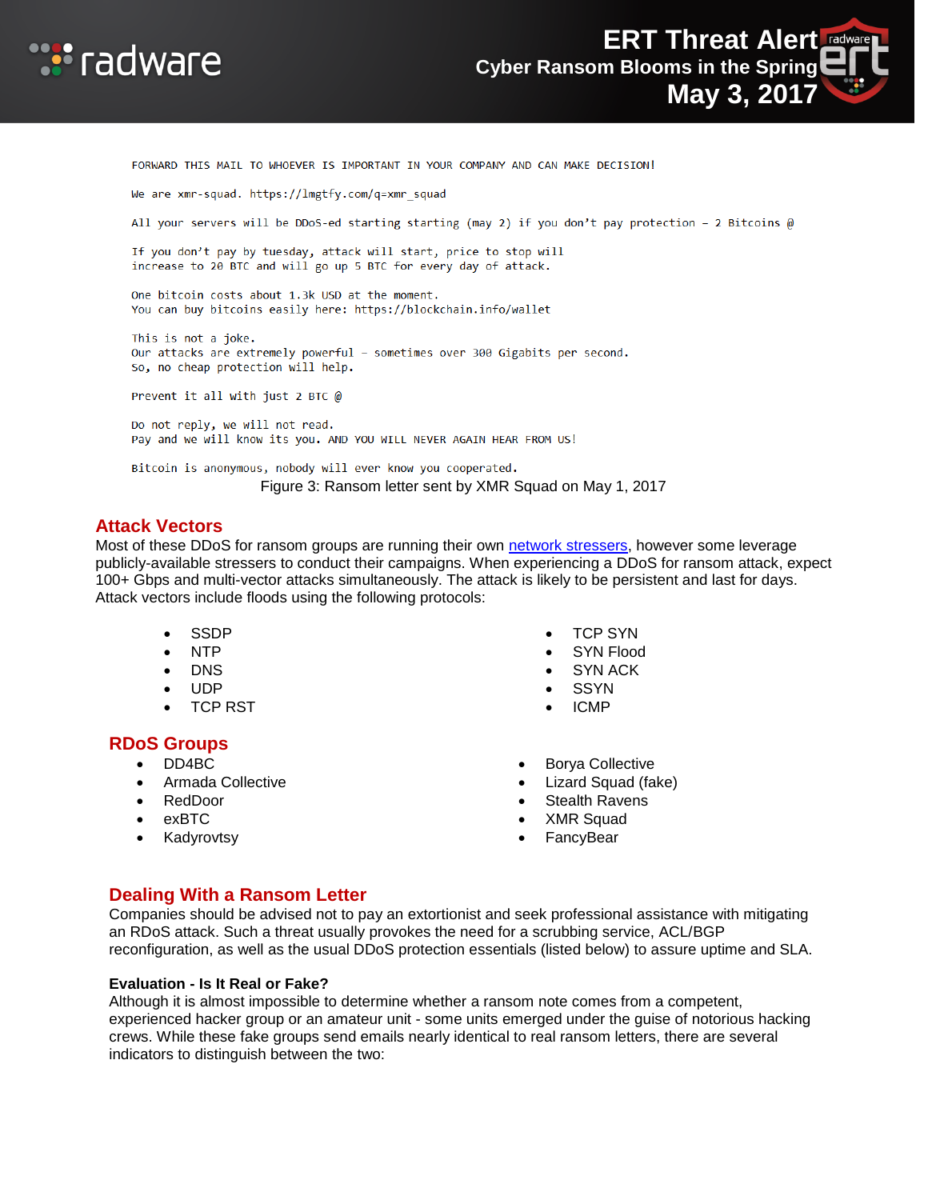```
FORWARD THIS MAIL TO WHOEVER IS IMPORTANT IN YOUR COMPANY AND CAN MAKE DECISION!

We are xmr-squad. https://lmgtfy.com/q=xmr_squad

All your servers will be DDoS-ed starting starting (may 2) if you don't pay protection - 2 Bitcoins @

If you don't pay by tuesday, attack will start, price to stop will
increase to 20 BTC and will go up 5 BTC for every day of attack.

One bitcoin costs about 1.3k USD at the moment.
You can buy bitcoins easily here: https://blockchain.info/wallet

This is not a joke.
Our attacks are extremely powerful - sometimes over 300 Gigabits per second.
So, no cheap protection will help.

Prevent it all with just 2 BTC @

Do not reply, we will not read.
Pay and we will know its you. AND YOU WILL NEVER AGAIN HEAR FROM US!

Bitcoin is anonymous, nobody will ever know you cooperated.
```

Figure 3: Ransom letter sent by XMR Squad on May 1, 2017

## Attack Vectors

Most of these DDoS for ransom groups are running their own network stressers, however some leverage publicly-available stressers to conduct their campaigns. When experiencing a DDoS for ransom attack, expect 100+ Gbps and multi-vector attacks simultaneously. The attack is likely to be persistent and last for days. Attack vectors include floods using the following protocols:

- SSDP
- NTP
- DNS
- UDP
- TCP RST
- TCP SYN
- SYN Flood
- SYN ACK
- SSYN
- ICMP

## RDoS Groups

- DD4BC
- Armada Collective
- RedDoor
- exBTC
- Kadyrovtsy
- Borya Collective
- Lizard Squad (fake)
- Stealth Ravens
- XMR Squad
- FancyBear

## Dealing With a Ransom Letter

Companies should be advised not to pay an extortionist and seek professional assistance with mitigating an RDoS attack. Such a threat usually provokes the need for a scrubbing service, ACL/BGP reconfiguration, as well as the usual DDoS protection essentials (listed below) to assure uptime and SLA.

**Evaluation - Is It Real or Fake?**

Although it is almost impossible to determine whether a ransom note comes from a competent, experienced hacker group or an amateur unit - some units emerged under the guise of notorious hacking crews. While these fake groups send emails nearly identical to real ransom letters, there are several indicators to distinguish between the two: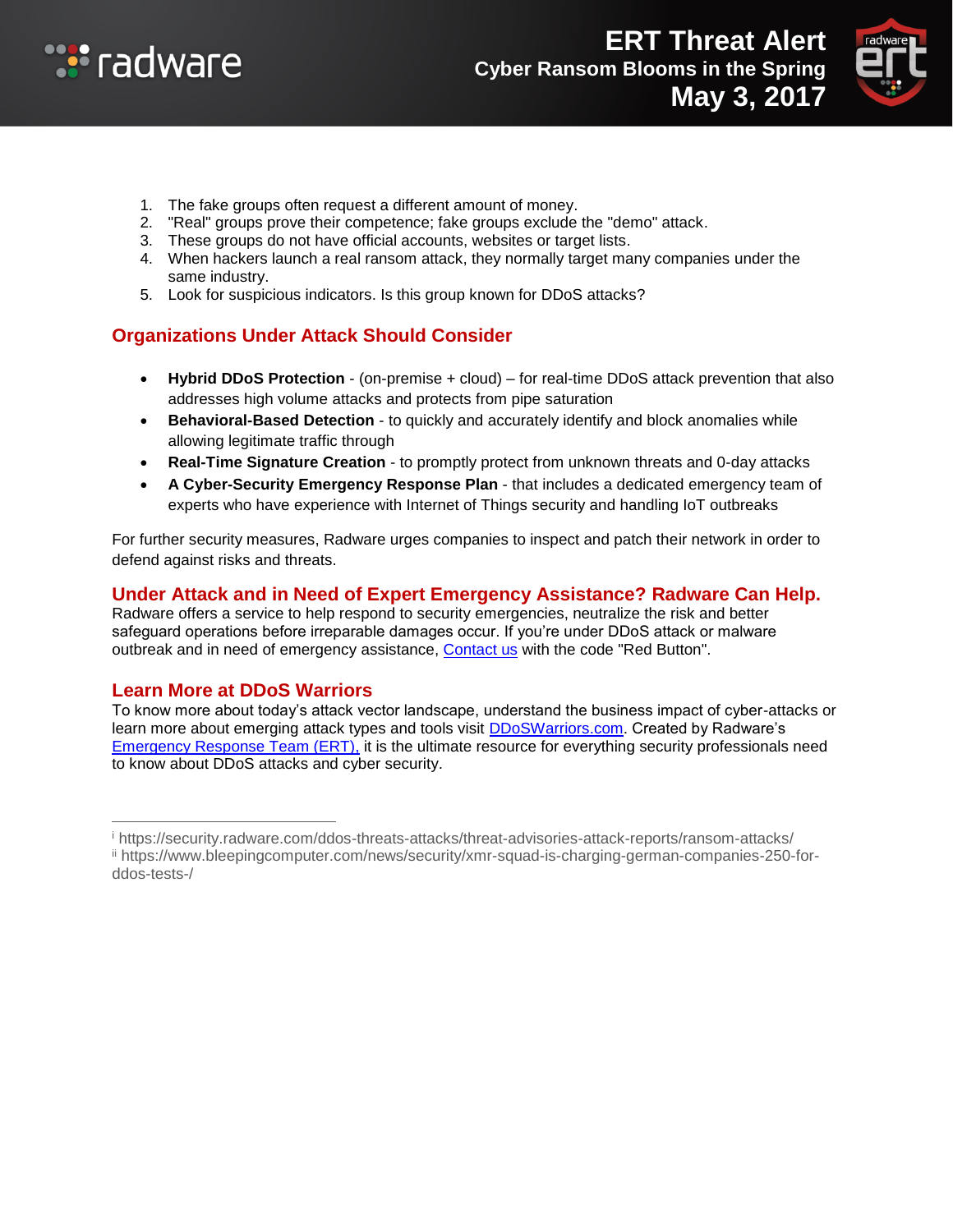1. The fake groups often request a different amount of money.
2. "Real" groups prove their competence; fake groups exclude the "demo" attack.
3. These groups do not have official accounts, websites or target lists.
4. When hackers launch a real ransom attack, they normally target many companies under the same industry.
5. Look for suspicious indicators. Is this group known for DDoS attacks?

## Organizations Under Attack Should Consider

- **Hybrid DDoS Protection** - (on-premise + cloud) – for real-time DDoS attack prevention that also addresses high volume attacks and protects from pipe saturation
- **Behavioral-Based Detection** - to quickly and accurately identify and block anomalies while allowing legitimate traffic through
- **Real-Time Signature Creation** - to promptly protect from unknown threats and 0-day attacks
- **A Cyber-Security Emergency Response Plan** - that includes a dedicated emergency team of experts who have experience with Internet of Things security and handling IoT outbreaks

For further security measures, Radware urges companies to inspect and patch their network in order to defend against risks and threats.

## Under Attack and in Need of Expert Emergency Assistance? Radware Can Help.

Radware offers a service to help respond to security emergencies, neutralize the risk and better safeguard operations before irreparable damages occur. If you're under DDoS attack or malware outbreak and in need of emergency assistance, Contact us with the code "Red Button".

## Learn More at DDoS Warriors

To know more about today's attack vector landscape, understand the business impact of cyber-attacks or learn more about emerging attack types and tools visit DDoSWarriors.com. Created by Radware's Emergency Response Team (ERT), it is the ultimate resource for everything security professionals need to know about DDoS attacks and cyber security.

---

[i] https://security.radware.com/ddos-threats-attacks/threat-advisories-attack-reports/ransom-attacks/

[ii] https://www.bleepingcomputer.com/news/security/xmr-squad-is-charging-german-companies-250-for-ddos-tests-/